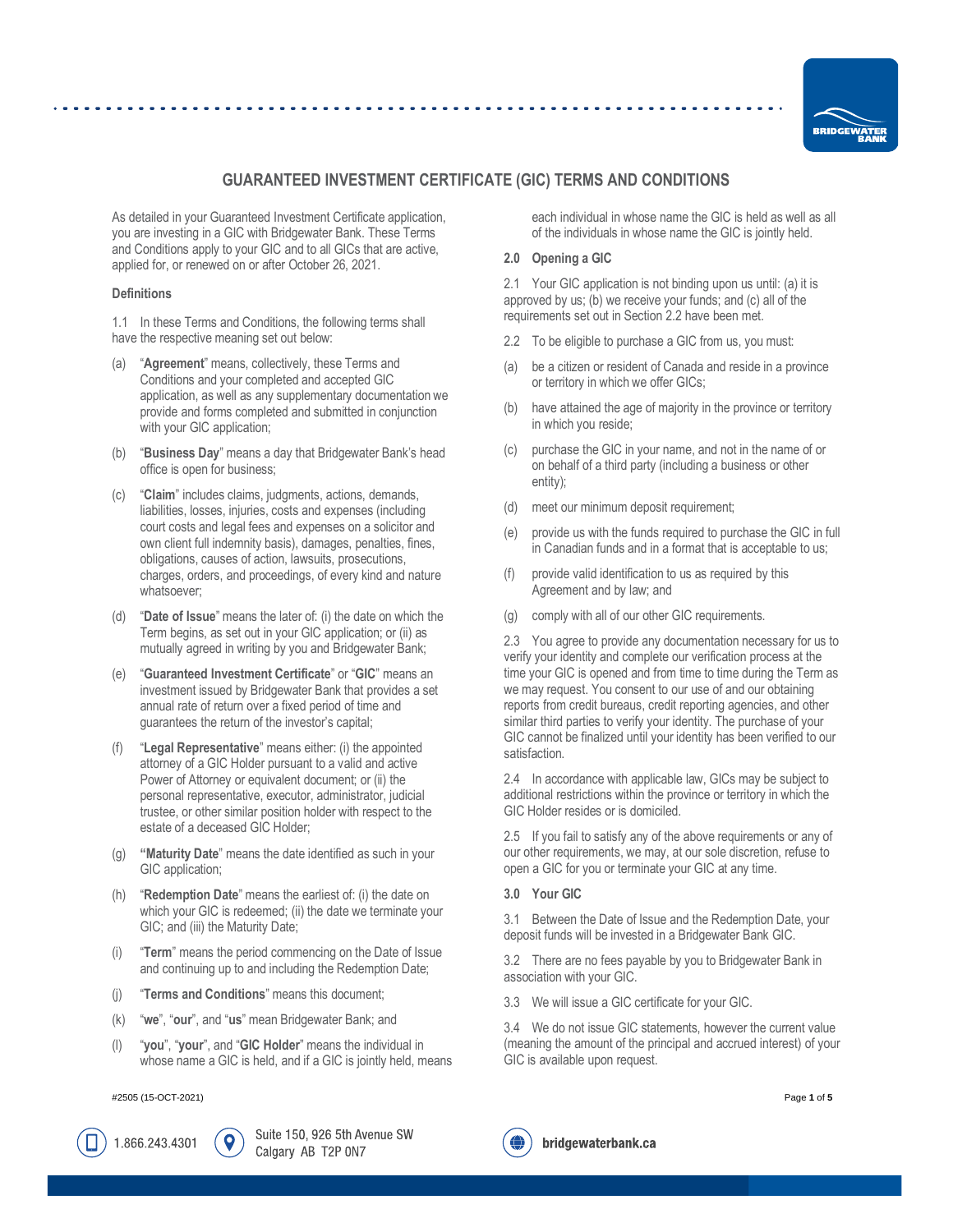# GUARANTEED INVESTMENT CERTIFICATE (GIC) TERMS AND CONDITIONS

As detailed in your Guaranteed Investment Certificate application, you are investing in a GIC with Bridgewater Bank. These Terms and Conditions apply to your GIC and to all GICs that are active, applied for, or renewed on or after October 26, 2021.

### Definitions

1.1 In these Terms and Conditions, the following terms shall have the respective meaning set out below:

(a) "**Agreement**" means, collectively, these Terms and Conditions and your completed and accepted GIC application, as well as any supplementary documentation we provide and forms completed and submitted in conjunction with your GIC application;

(b) "**Business Day**" means a day that Bridgewater Bank's head office is open for business;

(c) "**Claim**" includes claims, judgments, actions, demands, liabilities, losses, injuries, costs and expenses (including court costs and legal fees and expenses on a solicitor and own client full indemnity basis), damages, penalties, fines, obligations, causes of action, lawsuits, prosecutions, charges, orders, and proceedings, of every kind and nature whatsoever;

(d) "**Date of Issue**" means the later of: (i) the date on which the Term begins, as set out in your GIC application; or (ii) as mutually agreed in writing by you and Bridgewater Bank;

(e) "**Guaranteed Investment Certificate**" or "**GIC**" means an investment issued by Bridgewater Bank that provides a set annual rate of return over a fixed period of time and guarantees the return of the investor's capital;

(f) "**Legal Representative**" means either: (i) the appointed attorney of a GIC Holder pursuant to a valid and active Power of Attorney or equivalent document; or (ii) the personal representative, executor, administrator, judicial trustee, or other similar position holder with respect to the estate of a deceased GIC Holder;

(g) "**Maturity Date**" means the date identified as such in your GIC application;

(h) "**Redemption Date**" means the earliest of: (i) the date on which your GIC is redeemed; (ii) the date we terminate your GIC; and (iii) the Maturity Date;

(i) "**Term**" means the period commencing on the Date of Issue and continuing up to and including the Redemption Date;

(j) "**Terms and Conditions**" means this document;

(k) "**we**", "**our**", and "**us**" mean Bridgewater Bank; and

(l) "**you**", "**your**", and "**GIC Holder**" means the individual in whose name a GIC is held, and if a GIC is jointly held, means each individual in whose name the GIC is held as well as all of the individuals in whose name the GIC is jointly held.

### 2.0 Opening a GIC

2.1 Your GIC application is not binding upon us until: (a) it is approved by us; (b) we receive your funds; and (c) all of the requirements set out in Section 2.2 have been met.

2.2 To be eligible to purchase a GIC from us, you must:

(a) be a citizen or resident of Canada and reside in a province or territory in which we offer GICs;

(b) have attained the age of majority in the province or territory in which you reside;

(c) purchase the GIC in your name, and not in the name of or on behalf of a third party (including a business or other entity);

(d) meet our minimum deposit requirement;

(e) provide us with the funds required to purchase the GIC in full in Canadian funds and in a format that is acceptable to us;

(f) provide valid identification to us as required by this Agreement and by law; and

(g) comply with all of our other GIC requirements.

2.3 You agree to provide any documentation necessary for us to verify your identity and complete our verification process at the time your GIC is opened and from time to time during the Term as we may request. You consent to our use of and our obtaining reports from credit bureaus, credit reporting agencies, and other similar third parties to verify your identity. The purchase of your GIC cannot be finalized until your identity has been verified to our satisfaction.

2.4 In accordance with applicable law, GICs may be subject to additional restrictions within the province or territory in which the GIC Holder resides or is domiciled.

2.5 If you fail to satisfy any of the above requirements or any of our other requirements, we may, at our sole discretion, refuse to open a GIC for you or terminate your GIC at any time.

### 3.0 Your GIC

3.1 Between the Date of Issue and the Redemption Date, your deposit funds will be invested in a Bridgewater Bank GIC.

3.2 There are no fees payable by you to Bridgewater Bank in association with your GIC.

3.3 We will issue a GIC certificate for your GIC.

3.4 We do not issue GIC statements, however the current value (meaning the amount of the principal and accrued interest) of your GIC is available upon request.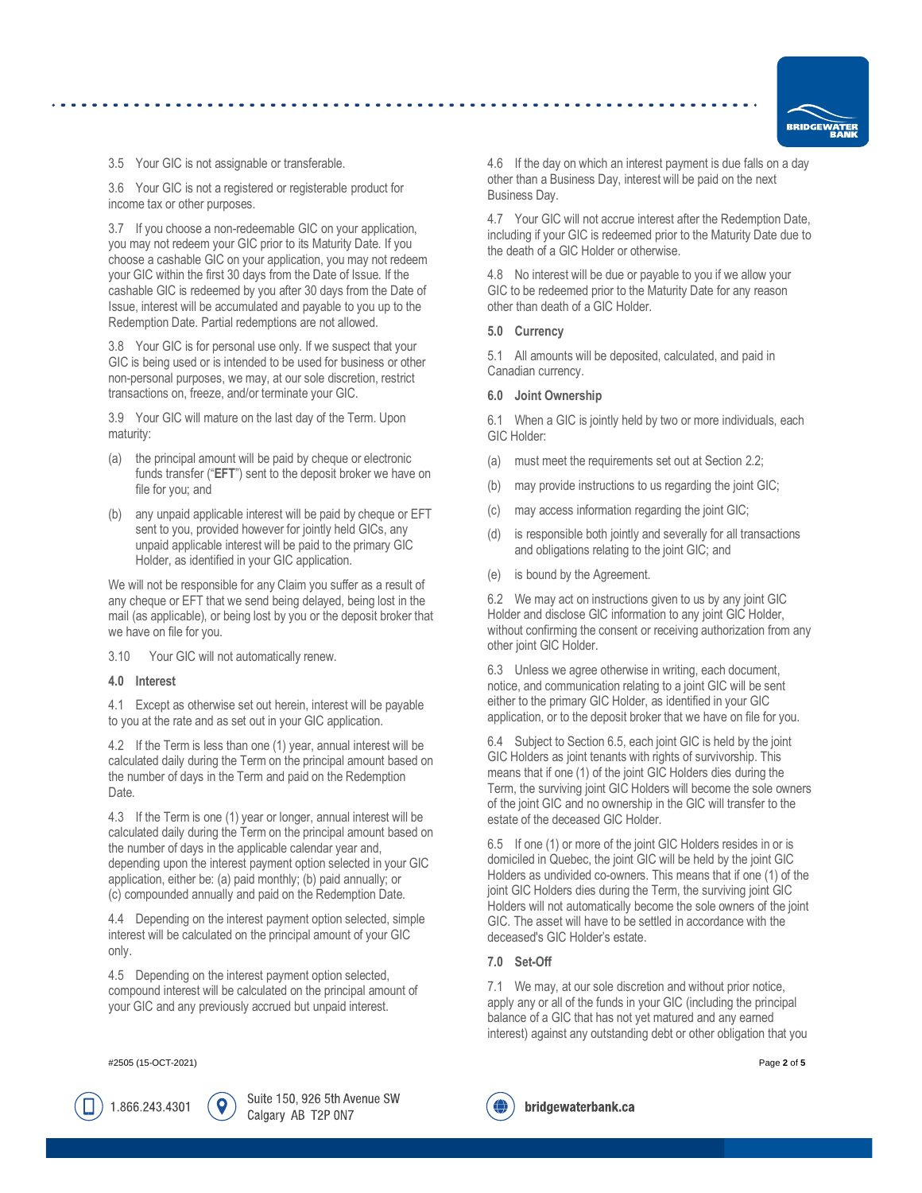3.5 Your GIC is not assignable or transferable.

3.6 Your GIC is not a registered or registerable product for income tax or other purposes.

3.7 If you choose a non-redeemable GIC on your application, you may not redeem your GIC prior to its Maturity Date. If you choose a cashable GIC on your application, you may not redeem your GIC within the first 30 days from the Date of Issue. If the cashable GIC is redeemed by you after 30 days from the Date of Issue, interest will be accumulated and payable to you up to the Redemption Date. Partial redemptions are not allowed.

3.8 Your GIC is for personal use only. If we suspect that your GIC is being used or is intended to be used for business or other non-personal purposes, we may, at our sole discretion, restrict transactions on, freeze, and/or terminate your GIC.

3.9 Your GIC will mature on the last day of the Term. Upon maturity:

(a) the principal amount will be paid by cheque or electronic funds transfer ("**EFT**") sent to the deposit broker we have on file for you; and

(b) any unpaid applicable interest will be paid by cheque or EFT sent to you, provided however for jointly held GICs, any unpaid applicable interest will be paid to the primary GIC Holder, as identified in your GIC application.

We will not be responsible for any Claim you suffer as a result of any cheque or EFT that we send being delayed, being lost in the mail (as applicable), or being lost by you or the deposit broker that we have on file for you.

3.10 Your GIC will not automatically renew.

**4.0 Interest**

4.1 Except as otherwise set out herein, interest will be payable to you at the rate and as set out in your GIC application.

4.2 If the Term is less than one (1) year, annual interest will be calculated daily during the Term on the principal amount based on the number of days in the Term and paid on the Redemption Date.

4.3 If the Term is one (1) year or longer, annual interest will be calculated daily during the Term on the principal amount based on the number of days in the applicable calendar year and, depending upon the interest payment option selected in your GIC application, either be: (a) paid monthly; (b) paid annually; or (c) compounded annually and paid on the Redemption Date.

4.4 Depending on the interest payment option selected, simple interest will be calculated on the principal amount of your GIC only.

4.5 Depending on the interest payment option selected, compound interest will be calculated on the principal amount of your GIC and any previously accrued but unpaid interest.

4.6 If the day on which an interest payment is due falls on a day other than a Business Day, interest will be paid on the next Business Day.

4.7 Your GIC will not accrue interest after the Redemption Date, including if your GIC is redeemed prior to the Maturity Date due to the death of a GIC Holder or otherwise.

4.8 No interest will be due or payable to you if we allow your GIC to be redeemed prior to the Maturity Date for any reason other than death of a GIC Holder.

**5.0 Currency**

5.1 All amounts will be deposited, calculated, and paid in Canadian currency.

**6.0 Joint Ownership**

6.1 When a GIC is jointly held by two or more individuals, each GIC Holder:

(a) must meet the requirements set out at Section 2.2;

(b) may provide instructions to us regarding the joint GIC;

(c) may access information regarding the joint GIC;

(d) is responsible both jointly and severally for all transactions and obligations relating to the joint GIC; and

(e) is bound by the Agreement.

6.2 We may act on instructions given to us by any joint GIC Holder and disclose GIC information to any joint GIC Holder, without confirming the consent or receiving authorization from any other joint GIC Holder.

6.3 Unless we agree otherwise in writing, each document, notice, and communication relating to a joint GIC will be sent either to the primary GIC Holder, as identified in your GIC application, or to the deposit broker that we have on file for you.

6.4 Subject to Section 6.5, each joint GIC is held by the joint GIC Holders as joint tenants with rights of survivorship. This means that if one (1) of the joint GIC Holders dies during the Term, the surviving joint GIC Holders will become the sole owners of the joint GIC and no ownership in the GIC will transfer to the estate of the deceased GIC Holder.

6.5 If one (1) or more of the joint GIC Holders resides in or is domiciled in Quebec, the joint GIC will be held by the joint GIC Holders as undivided co-owners. This means that if one (1) of the joint GIC Holders dies during the Term, the surviving joint GIC Holders will not automatically become the sole owners of the joint GIC. The asset will have to be settled in accordance with the deceased's GIC Holder's estate.

**7.0 Set-Off**

7.1 We may, at our sole discretion and without prior notice, apply any or all of the funds in your GIC (including the principal balance of a GIC that has not yet matured and any earned interest) against any outstanding debt or other obligation that you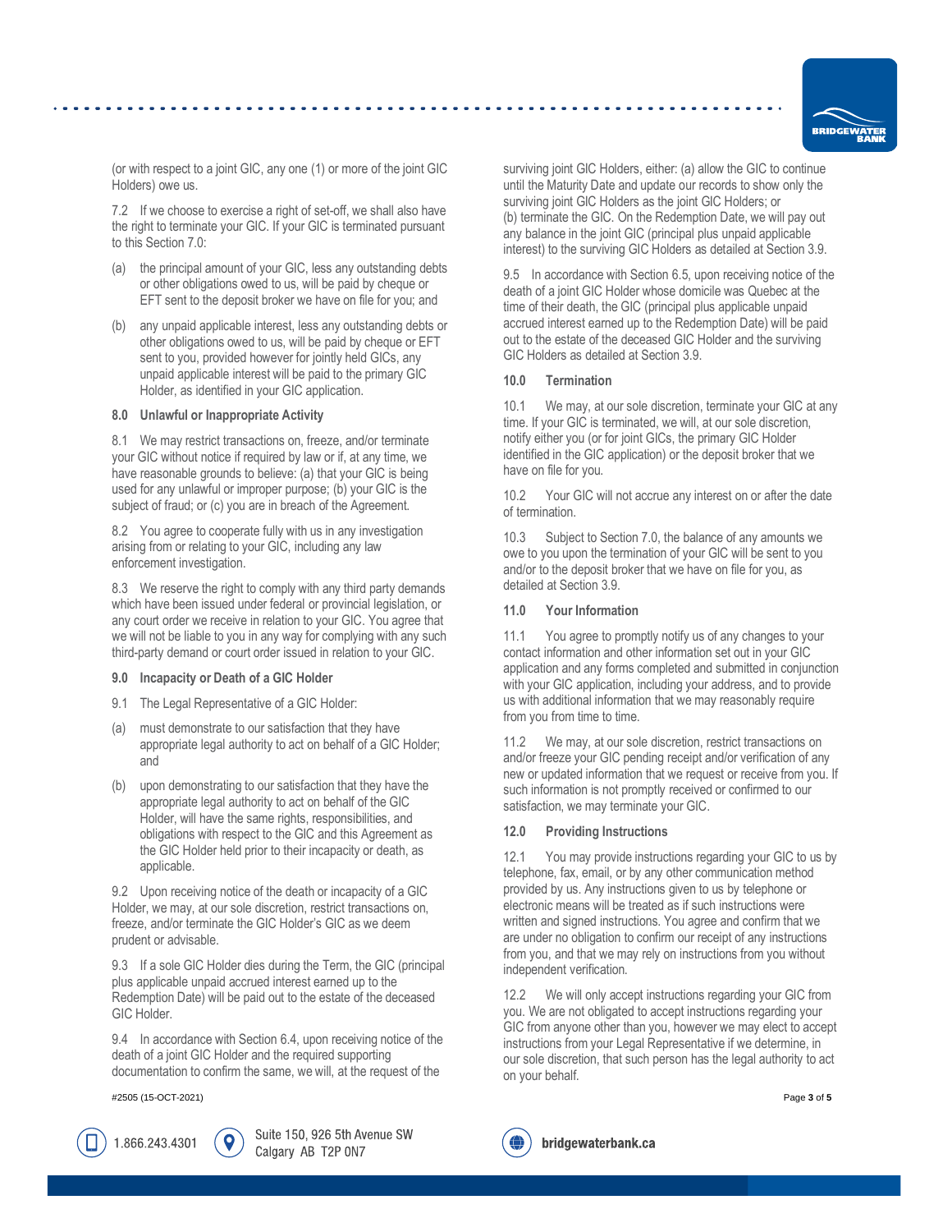(or with respect to a joint GIC, any one (1) or more of the joint GIC Holders) owe us.

7.2 If we choose to exercise a right of set-off, we shall also have the right to terminate your GIC. If your GIC is terminated pursuant to this Section 7.0:

(a) the principal amount of your GIC, less any outstanding debts or other obligations owed to us, will be paid by cheque or EFT sent to the deposit broker we have on file for you; and

(b) any unpaid applicable interest, less any outstanding debts or other obligations owed to us, will be paid by cheque or EFT sent to you, provided however for jointly held GICs, any unpaid applicable interest will be paid to the primary GIC Holder, as identified in your GIC application.

### 8.0 Unlawful or Inappropriate Activity

8.1 We may restrict transactions on, freeze, and/or terminate your GIC without notice if required by law or if, at any time, we have reasonable grounds to believe: (a) that your GIC is being used for any unlawful or improper purpose; (b) your GIC is the subject of fraud; or (c) you are in breach of the Agreement.

8.2 You agree to cooperate fully with us in any investigation arising from or relating to your GIC, including any law enforcement investigation.

8.3 We reserve the right to comply with any third party demands which have been issued under federal or provincial legislation, or any court order we receive in relation to your GIC. You agree that we will not be liable to you in any way for complying with any such third-party demand or court order issued in relation to your GIC.

### 9.0 Incapacity or Death of a GIC Holder

9.1 The Legal Representative of a GIC Holder:

(a) must demonstrate to our satisfaction that they have appropriate legal authority to act on behalf of a GIC Holder; and

(b) upon demonstrating to our satisfaction that they have the appropriate legal authority to act on behalf of the GIC Holder, will have the same rights, responsibilities, and obligations with respect to the GIC and this Agreement as the GIC Holder held prior to their incapacity or death, as applicable.

9.2 Upon receiving notice of the death or incapacity of a GIC Holder, we may, at our sole discretion, restrict transactions on, freeze, and/or terminate the GIC Holder's GIC as we deem prudent or advisable.

9.3 If a sole GIC Holder dies during the Term, the GIC (principal plus applicable unpaid accrued interest earned up to the Redemption Date) will be paid out to the estate of the deceased GIC Holder.

9.4 In accordance with Section 6.4, upon receiving notice of the death of a joint GIC Holder and the required supporting documentation to confirm the same, we will, at the request of the surviving joint GIC Holders, either: (a) allow the GIC to continue until the Maturity Date and update our records to show only the surviving joint GIC Holders as the joint GIC Holders; or (b) terminate the GIC. On the Redemption Date, we will pay out any balance in the joint GIC (principal plus unpaid applicable interest) to the surviving GIC Holders as detailed at Section 3.9.

9.5 In accordance with Section 6.5, upon receiving notice of the death of a joint GIC Holder whose domicile was Quebec at the time of their death, the GIC (principal plus applicable unpaid accrued interest earned up to the Redemption Date) will be paid out to the estate of the deceased GIC Holder and the surviving GIC Holders as detailed at Section 3.9.

### 10.0 Termination

10.1 We may, at our sole discretion, terminate your GIC at any time. If your GIC is terminated, we will, at our sole discretion, notify either you (or for joint GICs, the primary GIC Holder identified in the GIC application) or the deposit broker that we have on file for you.

10.2 Your GIC will not accrue any interest on or after the date of termination.

10.3 Subject to Section 7.0, the balance of any amounts we owe to you upon the termination of your GIC will be sent to you and/or to the deposit broker that we have on file for you, as detailed at Section 3.9.

### 11.0 Your Information

11.1 You agree to promptly notify us of any changes to your contact information and other information set out in your GIC application and any forms completed and submitted in conjunction with your GIC application, including your address, and to provide us with additional information that we may reasonably require from you from time to time.

11.2 We may, at our sole discretion, restrict transactions on and/or freeze your GIC pending receipt and/or verification of any new or updated information that we request or receive from you. If such information is not promptly received or confirmed to our satisfaction, we may terminate your GIC.

### 12.0 Providing Instructions

12.1 You may provide instructions regarding your GIC to us by telephone, fax, email, or by any other communication method provided by us. Any instructions given to us by telephone or electronic means will be treated as if such instructions were written and signed instructions. You agree and confirm that we are under no obligation to confirm our receipt of any instructions from you, and that we may rely on instructions from you without independent verification.

12.2 We will only accept instructions regarding your GIC from you. We are not obligated to accept instructions regarding your GIC from anyone other than you, however we may elect to accept instructions from your Legal Representative if we determine, in our sole discretion, that such person has the legal authority to act on your behalf.

#2505 (15-OCT-2021)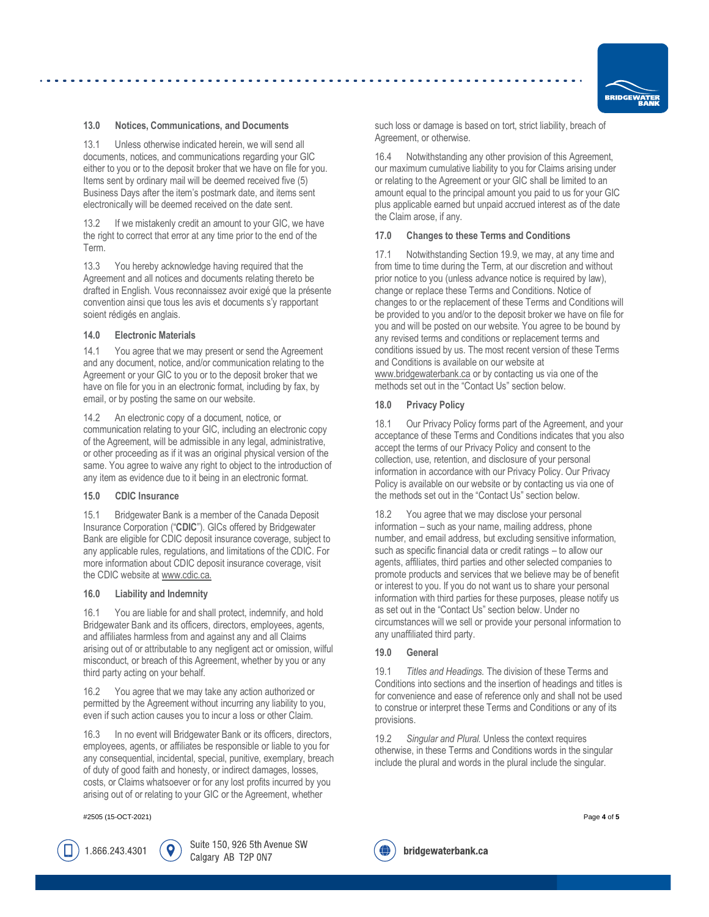## 13.0 Notices, Communications, and Documents

13.1 Unless otherwise indicated herein, we will send all documents, notices, and communications regarding your GIC either to you or to the deposit broker that we have on file for you. Items sent by ordinary mail will be deemed received five (5) Business Days after the item's postmark date, and items sent electronically will be deemed received on the date sent.

13.2 If we mistakenly credit an amount to your GIC, we have the right to correct that error at any time prior to the end of the Term.

13.3 You hereby acknowledge having required that the Agreement and all notices and documents relating thereto be drafted in English. Vous reconnaissez avoir exigé que la présente convention ainsi que tous les avis et documents s'y rapportant soient rédigés en anglais.

## 14.0 Electronic Materials

14.1 You agree that we may present or send the Agreement and any document, notice, and/or communication relating to the Agreement or your GIC to you or to the deposit broker that we have on file for you in an electronic format, including by fax, by email, or by posting the same on our website.

14.2 An electronic copy of a document, notice, or communication relating to your GIC, including an electronic copy of the Agreement, will be admissible in any legal, administrative, or other proceeding as if it was an original physical version of the same. You agree to waive any right to object to the introduction of any item as evidence due to it being in an electronic format.

## 15.0 CDIC Insurance

15.1 Bridgewater Bank is a member of the Canada Deposit Insurance Corporation ("**CDIC**"). GICs offered by Bridgewater Bank are eligible for CDIC deposit insurance coverage, subject to any applicable rules, regulations, and limitations of the CDIC. For more information about CDIC deposit insurance coverage, visit the CDIC website at www.cdic.ca.

## 16.0 Liability and Indemnity

16.1 You are liable for and shall protect, indemnify, and hold Bridgewater Bank and its officers, directors, employees, agents, and affiliates harmless from and against any and all Claims arising out of or attributable to any negligent act or omission, wilful misconduct, or breach of this Agreement, whether by you or any third party acting on your behalf.

16.2 You agree that we may take any action authorized or permitted by the Agreement without incurring any liability to you, even if such action causes you to incur a loss or other Claim.

16.3 In no event will Bridgewater Bank or its officers, directors, employees, agents, or affiliates be responsible or liable to you for any consequential, incidental, special, punitive, exemplary, breach of duty of good faith and honesty, or indirect damages, losses, costs, or Claims whatsoever or for any lost profits incurred by you arising out of or relating to your GIC or the Agreement, whether such loss or damage is based on tort, strict liability, breach of Agreement, or otherwise.

16.4 Notwithstanding any other provision of this Agreement, our maximum cumulative liability to you for Claims arising under or relating to the Agreement or your GIC shall be limited to an amount equal to the principal amount you paid to us for your GIC plus applicable earned but unpaid accrued interest as of the date the Claim arose, if any.

## 17.0 Changes to these Terms and Conditions

17.1 Notwithstanding Section 19.9, we may, at any time and from time to time during the Term, at our discretion and without prior notice to you (unless advance notice is required by law), change or replace these Terms and Conditions. Notice of changes to or the replacement of these Terms and Conditions will be provided to you and/or to the deposit broker we have on file for you and will be posted on our website. You agree to be bound by any revised terms and conditions or replacement terms and conditions issued by us. The most recent version of these Terms and Conditions is available on our website at www.bridgewaterbank.ca or by contacting us via one of the methods set out in the "Contact Us" section below.

## 18.0 Privacy Policy

18.1 Our Privacy Policy forms part of the Agreement, and your acceptance of these Terms and Conditions indicates that you also accept the terms of our Privacy Policy and consent to the collection, use, retention, and disclosure of your personal information in accordance with our Privacy Policy. Our Privacy Policy is available on our website or by contacting us via one of the methods set out in the "Contact Us" section below.

18.2 You agree that we may disclose your personal information – such as your name, mailing address, phone number, and email address, but excluding sensitive information, such as specific financial data or credit ratings – to allow our agents, affiliates, third parties and other selected companies to promote products and services that we believe may be of benefit or interest to you. If you do not want us to share your personal information with third parties for these purposes, please notify us as set out in the "Contact Us" section below. Under no circumstances will we sell or provide your personal information to any unaffiliated third party.

## 19.0 General

19.1 *Titles and Headings.* The division of these Terms and Conditions into sections and the insertion of headings and titles is for convenience and ease of reference only and shall not be used to construe or interpret these Terms and Conditions or any of its provisions.

19.2 *Singular and Plural.* Unless the context requires otherwise, in these Terms and Conditions words in the singular include the plural and words in the plural include the singular.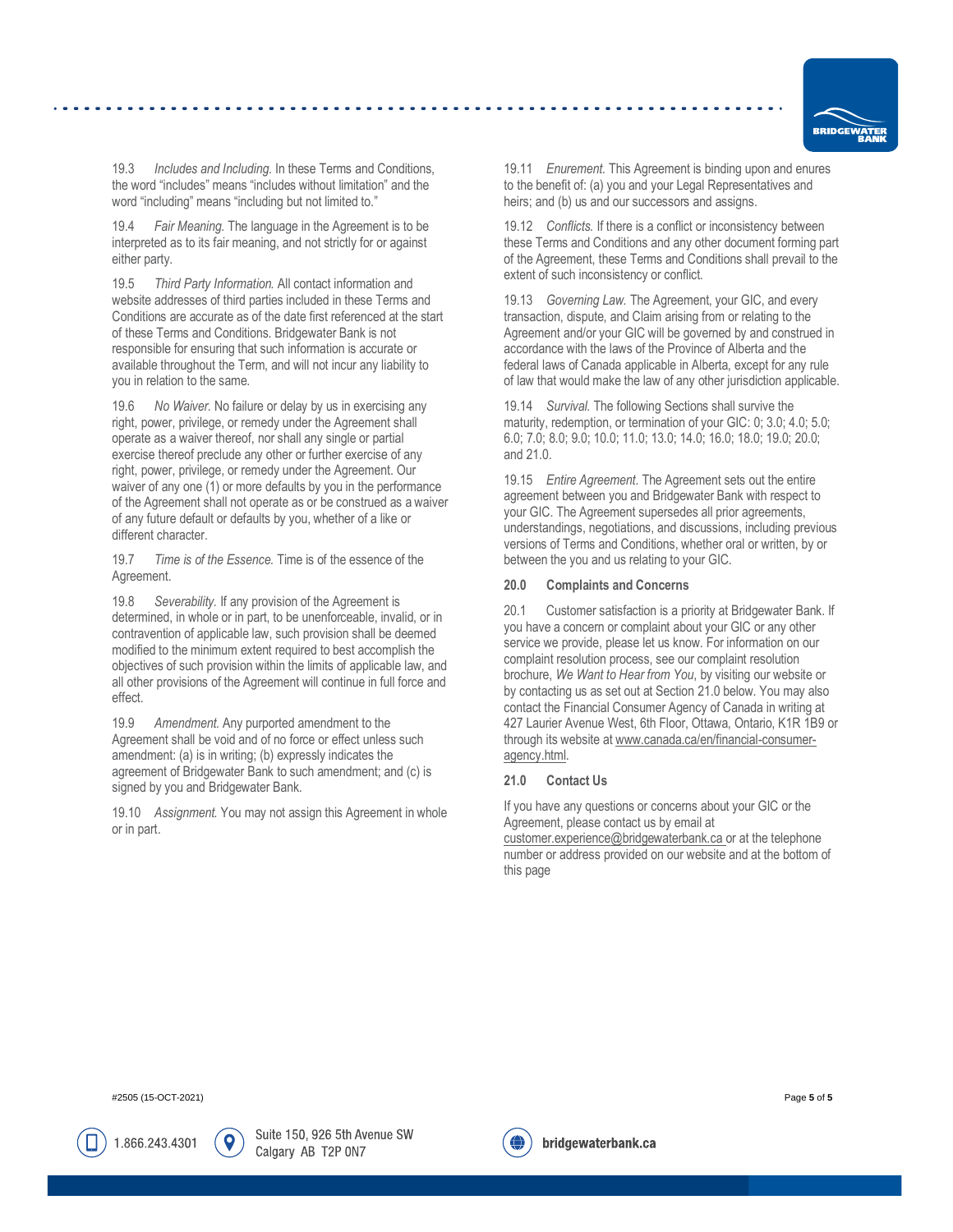19.3 *Includes and Including.* In these Terms and Conditions, the word "includes" means "includes without limitation" and the word "including" means "including but not limited to."

19.4 *Fair Meaning.* The language in the Agreement is to be interpreted as to its fair meaning, and not strictly for or against either party.

19.5 *Third Party Information.* All contact information and website addresses of third parties included in these Terms and Conditions are accurate as of the date first referenced at the start of these Terms and Conditions. Bridgewater Bank is not responsible for ensuring that such information is accurate or available throughout the Term, and will not incur any liability to you in relation to the same.

19.6 *No Waiver.* No failure or delay by us in exercising any right, power, privilege, or remedy under the Agreement shall operate as a waiver thereof, nor shall any single or partial exercise thereof preclude any other or further exercise of any right, power, privilege, or remedy under the Agreement. Our waiver of any one (1) or more defaults by you in the performance of the Agreement shall not operate as or be construed as a waiver of any future default or defaults by you, whether of a like or different character.

19.7 *Time is of the Essence.* Time is of the essence of the Agreement.

19.8 *Severability.* If any provision of the Agreement is determined, in whole or in part, to be unenforceable, invalid, or in contravention of applicable law, such provision shall be deemed modified to the minimum extent required to best accomplish the objectives of such provision within the limits of applicable law, and all other provisions of the Agreement will continue in full force and effect.

19.9 *Amendment.* Any purported amendment to the Agreement shall be void and of no force or effect unless such amendment: (a) is in writing; (b) expressly indicates the agreement of Bridgewater Bank to such amendment; and (c) is signed by you and Bridgewater Bank.

19.10 *Assignment.* You may not assign this Agreement in whole or in part.

19.11 *Enurement.* This Agreement is binding upon and enures to the benefit of: (a) you and your Legal Representatives and heirs; and (b) us and our successors and assigns.

19.12 *Conflicts.* If there is a conflict or inconsistency between these Terms and Conditions and any other document forming part of the Agreement, these Terms and Conditions shall prevail to the extent of such inconsistency or conflict.

19.13 *Governing Law.* The Agreement, your GIC, and every transaction, dispute, and Claim arising from or relating to the Agreement and/or your GIC will be governed by and construed in accordance with the laws of the Province of Alberta and the federal laws of Canada applicable in Alberta, except for any rule of law that would make the law of any other jurisdiction applicable.

19.14 *Survival.* The following Sections shall survive the maturity, redemption, or termination of your GIC: 0; 3.0; 4.0; 5.0; 6.0; 7.0; 8.0; 9.0; 10.0; 11.0; 13.0; 14.0; 16.0; 18.0; 19.0; 20.0; and 21.0.

19.15 *Entire Agreement.* The Agreement sets out the entire agreement between you and Bridgewater Bank with respect to your GIC. The Agreement supersedes all prior agreements, understandings, negotiations, and discussions, including previous versions of Terms and Conditions, whether oral or written, by or between the you and us relating to your GIC.

## 20.0 Complaints and Concerns

20.1 Customer satisfaction is a priority at Bridgewater Bank. If you have a concern or complaint about your GIC or any other service we provide, please let us know. For information on our complaint resolution process, see our complaint resolution brochure, *We Want to Hear from You*, by visiting our website or by contacting us as set out at Section 21.0 below. You may also contact the Financial Consumer Agency of Canada in writing at 427 Laurier Avenue West, 6th Floor, Ottawa, Ontario, K1R 1B9 or through its website at www.canada.ca/en/financial-consumer-agency.html.

## 21.0 Contact Us

If you have any questions or concerns about your GIC or the Agreement, please contact us by email at customer.experience@bridgewaterbank.ca or at the telephone number or address provided on our website and at the bottom of this page

#2505 (15-OCT-2021)

1.866.243.4301

Suite 150, 926 5th Avenue SW
Calgary AB T2P 0N7

bridgewaterbank.ca